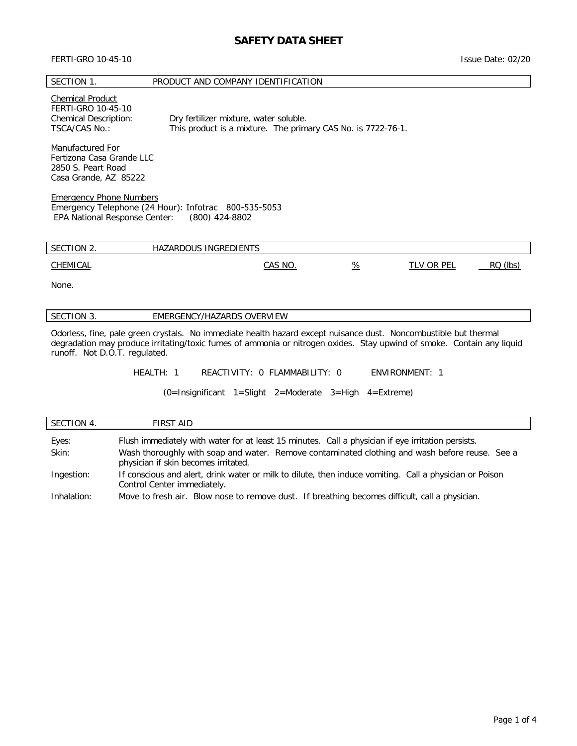# SAFETY DATA SHEET

FERTI-GRO 10-45-10 Issue Date: 02/20

## SECTION 1. PRODUCT AND COMPANY IDENTIFICATION

Chemical Product
FERTI-GRO 10-45-10
Chemical Description: Dry fertilizer mixture, water soluble.
TSCA/CAS No.: This product is a mixture. The primary CAS No. is 7722-76-1.

Manufactured For
Fertizona Casa Grande LLC
2850 S. Peart Road
Casa Grande, AZ 85222

Emergency Phone Numbers
Emergency Telephone (24 Hour): Infotrac 800-535-5053
EPA National Response Center: (800) 424-8802

## SECTION 2. HAZARDOUS INGREDIENTS

| CHEMICAL | CAS NO. | % | TLV OR PEL | RQ (lbs) |
|---|---|---|---|---|
| None. | | | | |

## SECTION 3. EMERGENCY/HAZARDS OVERVIEW

Odorless, fine, pale green crystals. No immediate health hazard except nuisance dust. Noncombustible but thermal degradation may produce irritating/toxic fumes of ammonia or nitrogen oxides. Stay upwind of smoke. Contain any liquid runoff. Not D.O.T. regulated.

HEALTH: 1 REACTIVITY: 0 FLAMMABILITY: 0 ENVIRONMENT: 1

(0=Insignificant 1=Slight 2=Moderate 3=High 4=Extreme)

## SECTION 4. FIRST AID

Eyes: Flush immediately with water for at least 15 minutes. Call a physician if eye irritation persists.

Skin: Wash thoroughly with soap and water. Remove contaminated clothing and wash before reuse. See a physician if skin becomes irritated.

Ingestion: If conscious and alert, drink water or milk to dilute, then induce vomiting. Call a physician or Poison Control Center immediately.

Inhalation: Move to fresh air. Blow nose to remove dust. If breathing becomes difficult, call a physician.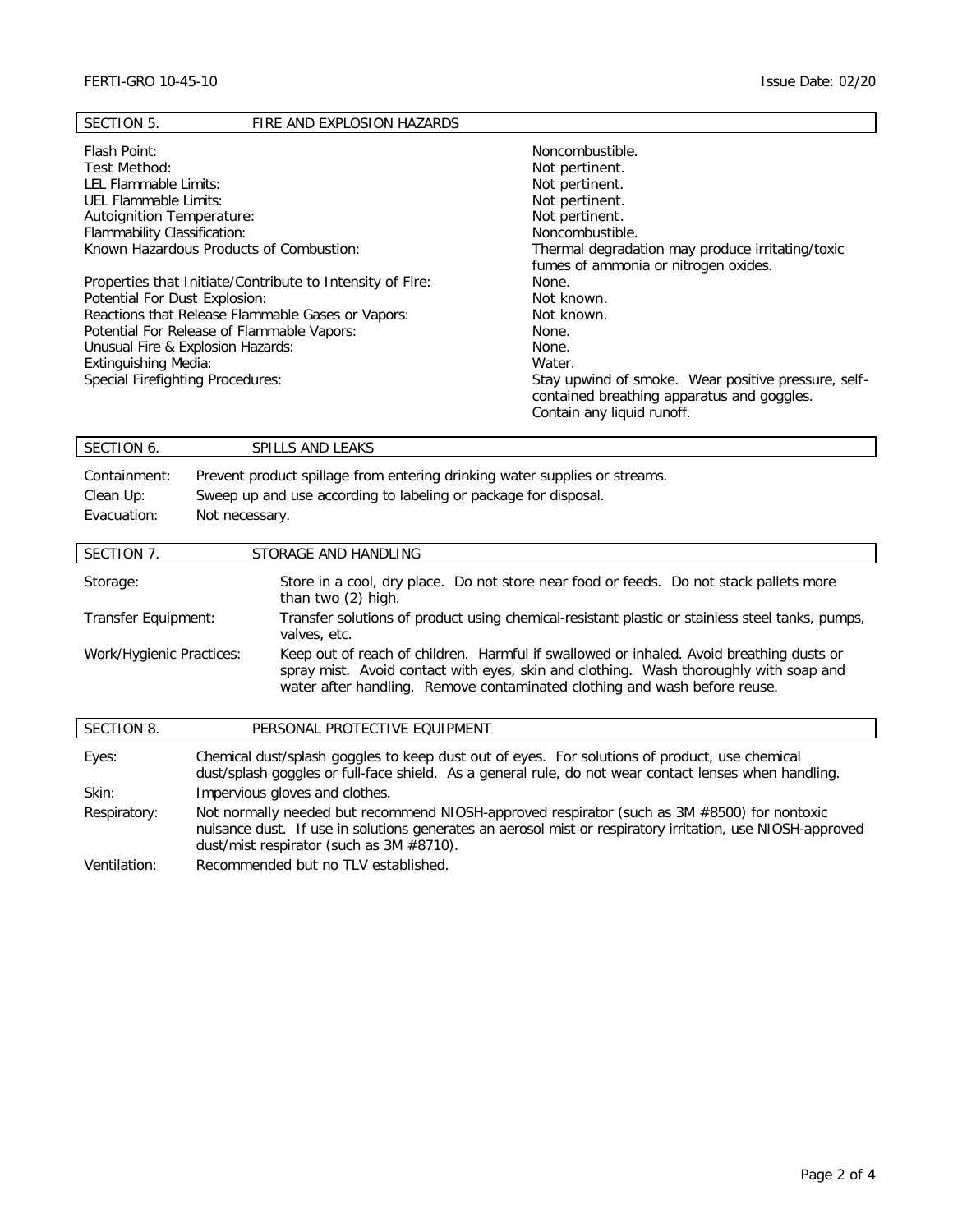## SECTION 5. FIRE AND EXPLOSION HAZARDS

| | |
|---|---|
| Flash Point: | Noncombustible. |
| Test Method: | Not pertinent. |
| LEL Flammable Limits: | Not pertinent. |
| UEL Flammable Limits: | Not pertinent. |
| Autoignition Temperature: | Not pertinent. |
| Flammability Classification: | Noncombustible. |
| Known Hazardous Products of Combustion: | Thermal degradation may produce irritating/toxic fumes of ammonia or nitrogen oxides. |
| Properties that Initiate/Contribute to Intensity of Fire: | None. |
| Potential For Dust Explosion: | Not known. |
| Reactions that Release Flammable Gases or Vapors: | Not known. |
| Potential For Release of Flammable Vapors: | None. |
| Unusual Fire & Explosion Hazards: | None. |
| Extinguishing Media: | Water. |
| Special Firefighting Procedures: | Stay upwind of smoke. Wear positive pressure, self-contained breathing apparatus and goggles. Contain any liquid runoff. |

## SECTION 6. SPILLS AND LEAKS

| | |
|---|---|
| Containment: | Prevent product spillage from entering drinking water supplies or streams. |
| Clean Up: | Sweep up and use according to labeling or package for disposal. |
| Evacuation: | Not necessary. |

## SECTION 7. STORAGE AND HANDLING

| | |
|---|---|
| Storage: | Store in a cool, dry place. Do not store near food or feeds. Do not stack pallets more than two (2) high. |
| Transfer Equipment: | Transfer solutions of product using chemical-resistant plastic or stainless steel tanks, pumps, valves, etc. |
| Work/Hygienic Practices: | Keep out of reach of children. Harmful if swallowed or inhaled. Avoid breathing dusts or spray mist. Avoid contact with eyes, skin and clothing. Wash thoroughly with soap and water after handling. Remove contaminated clothing and wash before reuse. |

## SECTION 8. PERSONAL PROTECTIVE EQUIPMENT

| | |
|---|---|
| Eyes: | Chemical dust/splash goggles to keep dust out of eyes. For solutions of product, use chemical dust/splash goggles or full-face shield. As a general rule, do not wear contact lenses when handling. |
| Skin: | Impervious gloves and clothes. |
| Respiratory: | Not normally needed but recommend NIOSH-approved respirator (such as 3M #8500) for nontoxic nuisance dust. If use in solutions generates an aerosol mist or respiratory irritation, use NIOSH-approved dust/mist respirator (such as 3M #8710). |
| Ventilation: | Recommended but no TLV established. |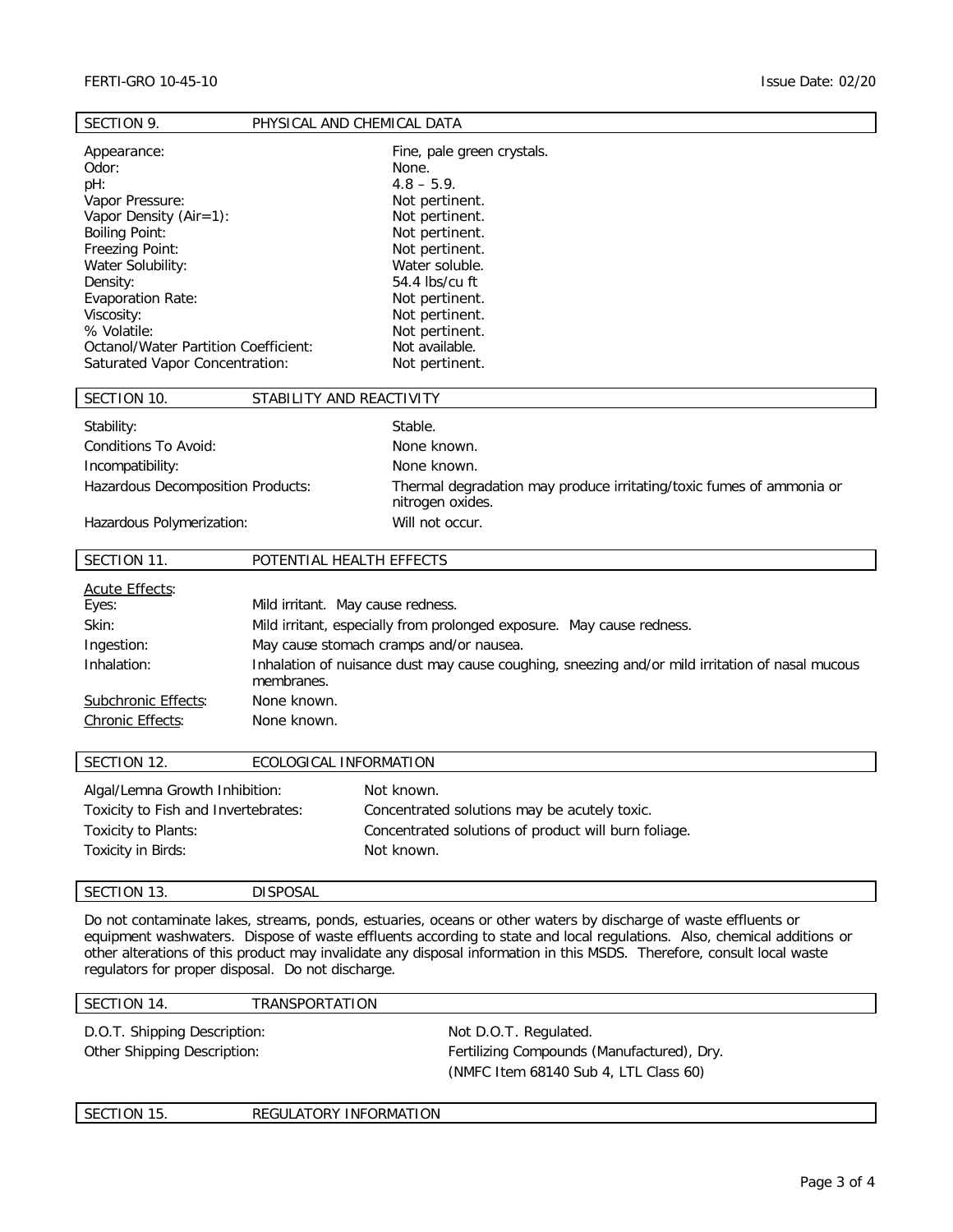## SECTION 9. PHYSICAL AND CHEMICAL DATA

| | |
|---|---|
| Appearance: | Fine, pale green crystals. |
| Odor: | None. |
| pH: | 4.8 – 5.9. |
| Vapor Pressure: | Not pertinent. |
| Vapor Density (Air=1): | Not pertinent. |
| Boiling Point: | Not pertinent. |
| Freezing Point: | Not pertinent. |
| Water Solubility: | Water soluble. |
| Density: | 54.4 lbs/cu ft |
| Evaporation Rate: | Not pertinent. |
| Viscosity: | Not pertinent. |
| % Volatile: | Not pertinent. |
| Octanol/Water Partition Coefficient: | Not available. |
| Saturated Vapor Concentration: | Not pertinent. |

## SECTION 10. STABILITY AND REACTIVITY

| | |
|---|---|
| Stability: | Stable. |
| Conditions To Avoid: | None known. |
| Incompatibility: | None known. |
| Hazardous Decomposition Products: | Thermal degradation may produce irritating/toxic fumes of ammonia or nitrogen oxides. |
| Hazardous Polymerization: | Will not occur. |

## SECTION 11. POTENTIAL HEALTH EFFECTS

Acute Effects:

| | |
|---|---|
| Eyes: | Mild irritant. May cause redness. |
| Skin: | Mild irritant, especially from prolonged exposure. May cause redness. |
| Ingestion: | May cause stomach cramps and/or nausea. |
| Inhalation: | Inhalation of nuisance dust may cause coughing, sneezing and/or mild irritation of nasal mucous membranes. |
| Subchronic Effects: | None known. |
| Chronic Effects: | None known. |

## SECTION 12. ECOLOGICAL INFORMATION

| | |
|---|---|
| Algal/Lemna Growth Inhibition: | Not known. |
| Toxicity to Fish and Invertebrates: | Concentrated solutions may be acutely toxic. |
| Toxicity to Plants: | Concentrated solutions of product will burn foliage. |
| Toxicity in Birds: | Not known. |

## SECTION 13. DISPOSAL

Do not contaminate lakes, streams, ponds, estuaries, oceans or other waters by discharge of waste effluents or equipment washwaters. Dispose of waste effluents according to state and local regulations. Also, chemical additions or other alterations of this product may invalidate any disposal information in this MSDS. Therefore, consult local waste regulators for proper disposal. Do not discharge.

## SECTION 14. TRANSPORTATION

| | |
|---|---|
| D.O.T. Shipping Description: | Not D.O.T. Regulated. |
| Other Shipping Description: | Fertilizing Compounds (Manufactured), Dry. (NMFC Item 68140 Sub 4, LTL Class 60) |

## SECTION 15. REGULATORY INFORMATION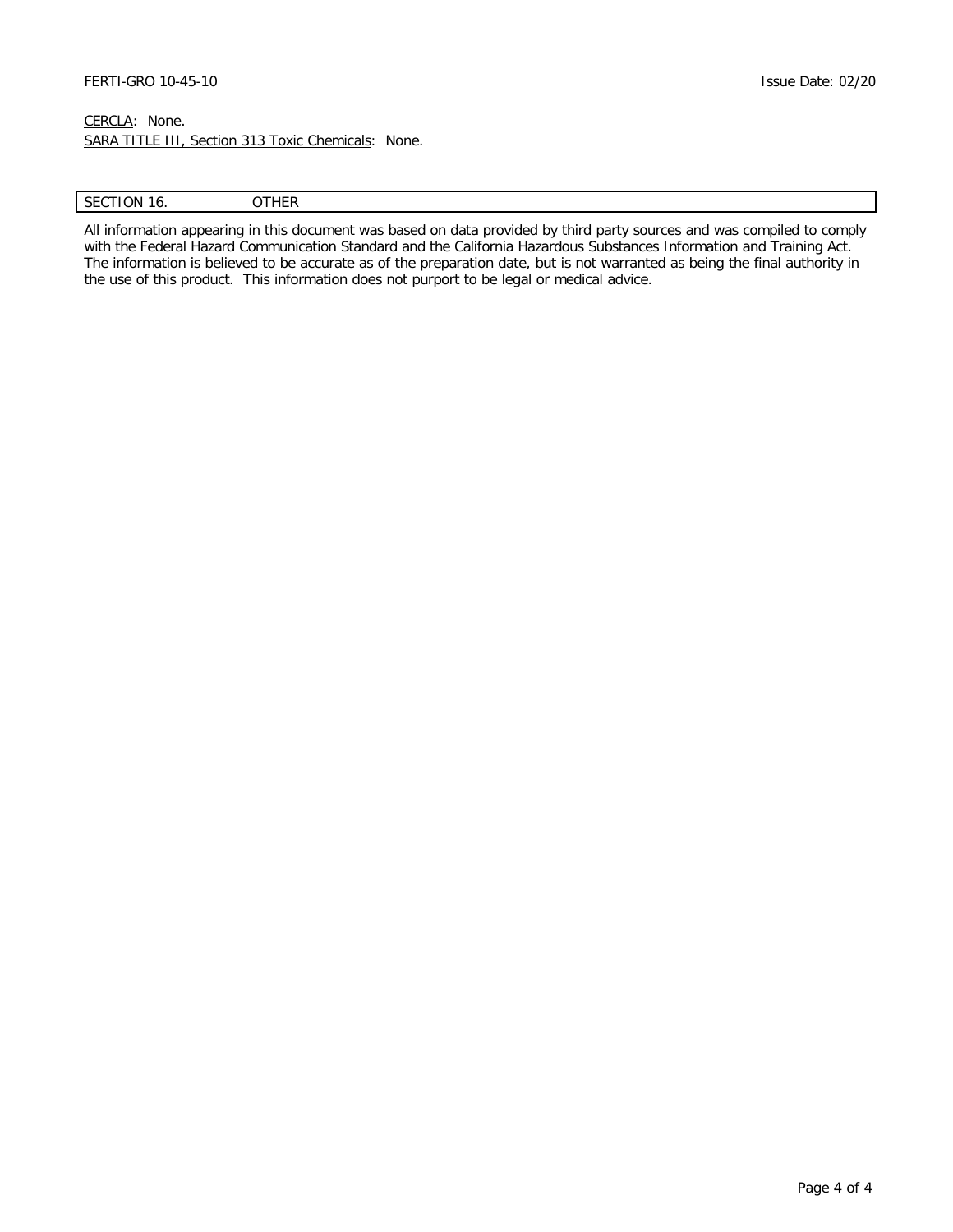CERCLA: None.

SARA TITLE III, Section 313 Toxic Chemicals: None.

## SECTION 16. OTHER

All information appearing in this document was based on data provided by third party sources and was compiled to comply with the Federal Hazard Communication Standard and the California Hazardous Substances Information and Training Act. The information is believed to be accurate as of the preparation date, but is not warranted as being the final authority in the use of this product. This information does not purport to be legal or medical advice.